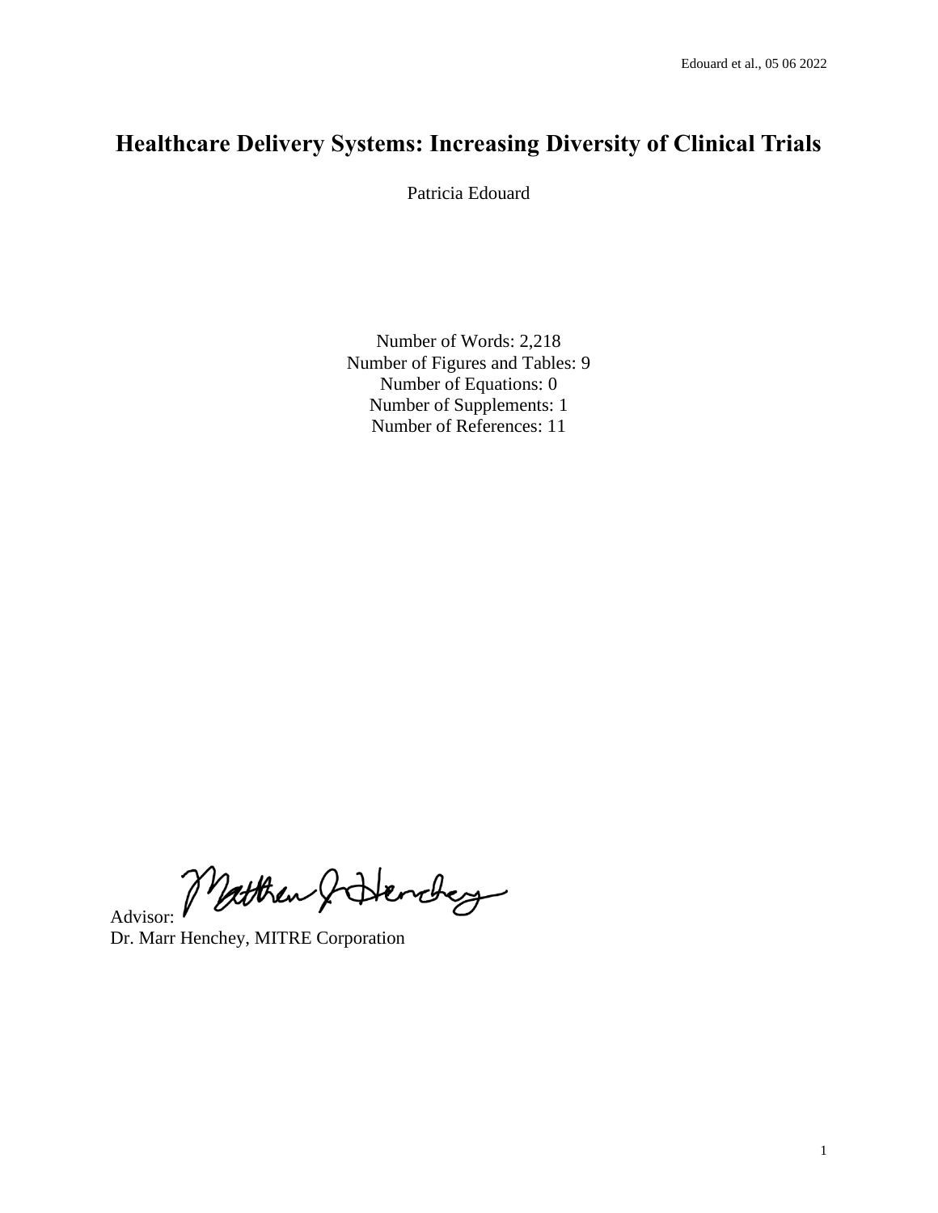# Healthcare Delivery Systems: Increasing Diversity of Clinical Trials

Patricia Edouard

Number of Words: 2,218
Number of Figures and Tables: 9
Number of Equations: 0
Number of Supplements: 1
Number of References: 11

Advisor:
Dr. Marr Henchey, MITRE Corporation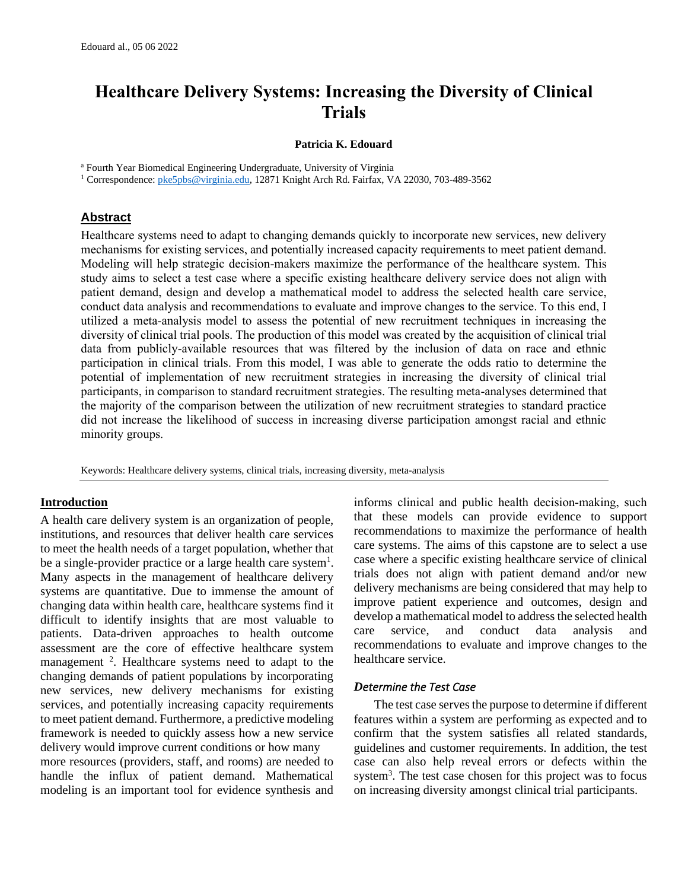# Healthcare Delivery Systems: Increasing the Diversity of Clinical Trials

**Patricia K. Edouard**

[a] Fourth Year Biomedical Engineering Undergraduate, University of Virginia
[1] Correspondence: pke5pbs@virginia.edu, 12871 Knight Arch Rd. Fairfax, VA 22030, 703-489-3562

## Abstract

Healthcare systems need to adapt to changing demands quickly to incorporate new services, new delivery mechanisms for existing services, and potentially increased capacity requirements to meet patient demand. Modeling will help strategic decision-makers maximize the performance of the healthcare system. This study aims to select a test case where a specific existing healthcare delivery service does not align with patient demand, design and develop a mathematical model to address the selected health care service, conduct data analysis and recommendations to evaluate and improve changes to the service. To this end, I utilized a meta-analysis model to assess the potential of new recruitment techniques in increasing the diversity of clinical trial pools. The production of this model was created by the acquisition of clinical trial data from publicly-available resources that was filtered by the inclusion of data on race and ethnic participation in clinical trials. From this model, I was able to generate the odds ratio to determine the potential of implementation of new recruitment strategies in increasing the diversity of clinical trial participants, in comparison to standard recruitment strategies. The resulting meta-analyses determined that the majority of the comparison between the utilization of new recruitment strategies to standard practice did not increase the likelihood of success in increasing diverse participation amongst racial and ethnic minority groups.

Keywords: Healthcare delivery systems, clinical trials, increasing diversity, meta-analysis

## Introduction

A health care delivery system is an organization of people, institutions, and resources that deliver health care services to meet the health needs of a target population, whether that be a single-provider practice or a large health care system[1]. Many aspects in the management of healthcare delivery systems are quantitative. Due to immense the amount of changing data within health care, healthcare systems find it difficult to identify insights that are most valuable to patients. Data-driven approaches to health outcome assessment are the core of effective healthcare system management [2]. Healthcare systems need to adapt to the changing demands of patient populations by incorporating new services, new delivery mechanisms for existing services, and potentially increasing capacity requirements to meet patient demand. Furthermore, a predictive modeling framework is needed to quickly assess how a new service delivery would improve current conditions or how many more resources (providers, staff, and rooms) are needed to handle the influx of patient demand. Mathematical modeling is an important tool for evidence synthesis and informs clinical and public health decision-making, such that these models can provide evidence to support recommendations to maximize the performance of health care systems. The aims of this capstone are to select a use case where a specific existing healthcare service of clinical trials does not align with patient demand and/or new delivery mechanisms are being considered that may help to improve patient experience and outcomes, design and develop a mathematical model to address the selected health care service, and conduct data analysis and recommendations to evaluate and improve changes to the healthcare service.

### *Determine the Test Case*

The test case serves the purpose to determine if different features within a system are performing as expected and to confirm that the system satisfies all related standards, guidelines and customer requirements. In addition, the test case can also help reveal errors or defects within the system[3]. The test case chosen for this project was to focus on increasing diversity amongst clinical trial participants.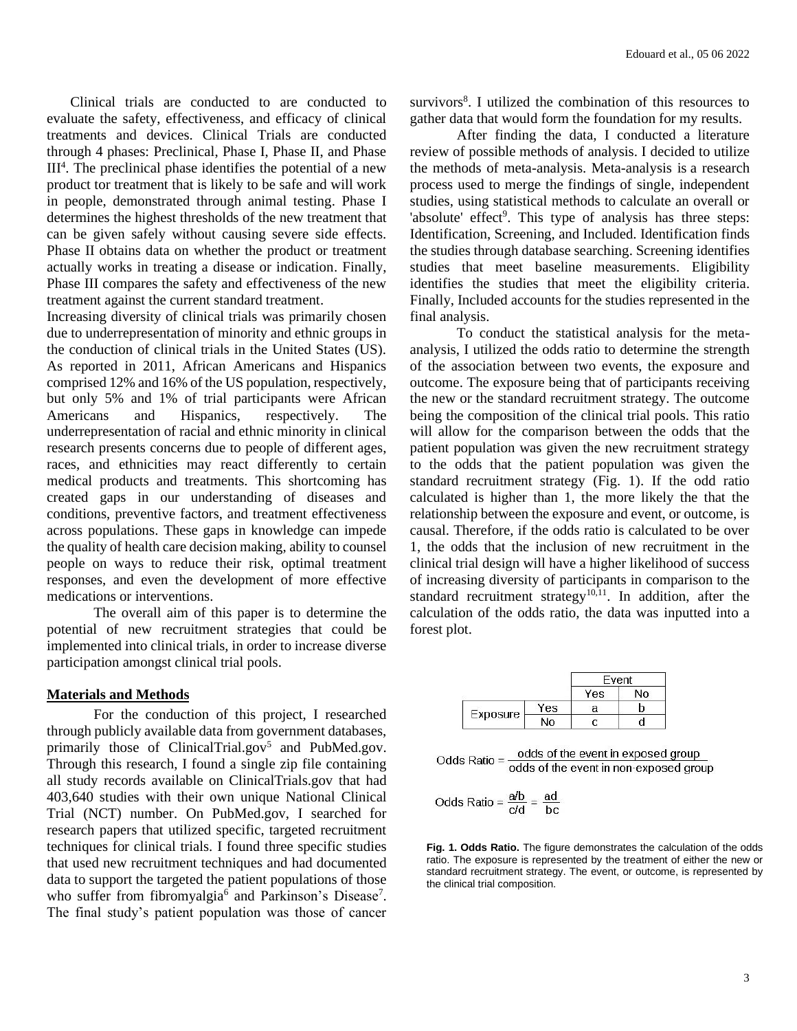Clinical trials are conducted to are conducted to evaluate the safety, effectiveness, and efficacy of clinical treatments and devices. Clinical Trials are conducted through 4 phases: Preclinical, Phase I, Phase II, and Phase III[4]. The preclinical phase identifies the potential of a new product tor treatment that is likely to be safe and will work in people, demonstrated through animal testing. Phase I determines the highest thresholds of the new treatment that can be given safely without causing severe side effects. Phase II obtains data on whether the product or treatment actually works in treating a disease or indication. Finally, Phase III compares the safety and effectiveness of the new treatment against the current standard treatment.

Increasing diversity of clinical trials was primarily chosen due to underrepresentation of minority and ethnic groups in the conduction of clinical trials in the United States (US). As reported in 2011, African Americans and Hispanics comprised 12% and 16% of the US population, respectively, but only 5% and 1% of trial participants were African Americans and Hispanics, respectively. The underrepresentation of racial and ethnic minority in clinical research presents concerns due to people of different ages, races, and ethnicities may react differently to certain medical products and treatments. This shortcoming has created gaps in our understanding of diseases and conditions, preventive factors, and treatment effectiveness across populations. These gaps in knowledge can impede the quality of health care decision making, ability to counsel people on ways to reduce their risk, optimal treatment responses, and even the development of more effective medications or interventions.

The overall aim of this paper is to determine the potential of new recruitment strategies that could be implemented into clinical trials, in order to increase diverse participation amongst clinical trial pools.

## Materials and Methods

For the conduction of this project, I researched through publicly available data from government databases, primarily those of ClinicalTrial.gov[5] and PubMed.gov. Through this research, I found a single zip file containing all study records available on ClinicalTrials.gov that had 403,640 studies with their own unique National Clinical Trial (NCT) number. On PubMed.gov, I searched for research papers that utilized specific, targeted recruitment techniques for clinical trials. I found three specific studies that used new recruitment techniques and had documented data to support the targeted the patient populations of those who suffer from fibromyalgia[6] and Parkinson's Disease[7]. The final study's patient population was those of cancer survivors[8]. I utilized the combination of this resources to gather data that would form the foundation for my results.

After finding the data, I conducted a literature review of possible methods of analysis. I decided to utilize the methods of meta-analysis. Meta-analysis is a research process used to merge the findings of single, independent studies, using statistical methods to calculate an overall or 'absolute' effect[9]. This type of analysis has three steps: Identification, Screening, and Included. Identification finds the studies through database searching. Screening identifies studies that meet baseline measurements. Eligibility identifies the studies that meet the eligibility criteria. Finally, Included accounts for the studies represented in the final analysis.

To conduct the statistical analysis for the meta-analysis, I utilized the odds ratio to determine the strength of the association between two events, the exposure and outcome. The exposure being that of participants receiving the new or the standard recruitment strategy. The outcome being the composition of the clinical trial pools. This ratio will allow for the comparison between the odds that the patient population was given the new recruitment strategy to the odds that the patient population was given the standard recruitment strategy (Fig. 1). If the odd ratio calculated is higher than 1, the more likely the that the relationship between the exposure and event, or outcome, is causal. Therefore, if the odds ratio is calculated to be over 1, the odds that the inclusion of new recruitment in the clinical trial design will have a higher likelihood of success of increasing diversity of participants in comparison to the standard recruitment strategy[10,11]. In addition, after the calculation of the odds ratio, the data was inputted into a forest plot.

| | | Event | |
|---|---|---|---|
| | | Yes | No |
| Exposure | Yes | a | b |
| | No | c | d |

$$\text{Odds Ratio} = \frac{\text{odds of the event in exposed group}}{\text{odds of the event in non-exposed group}}$$

$$\text{Odds Ratio} = \frac{a/b}{c/d} = \frac{ad}{bc}$$

**Fig. 1. Odds Ratio.** The figure demonstrates the calculation of the odds ratio. The exposure is represented by the treatment of either the new or standard recruitment strategy. The event, or outcome, is represented by the clinical trial composition.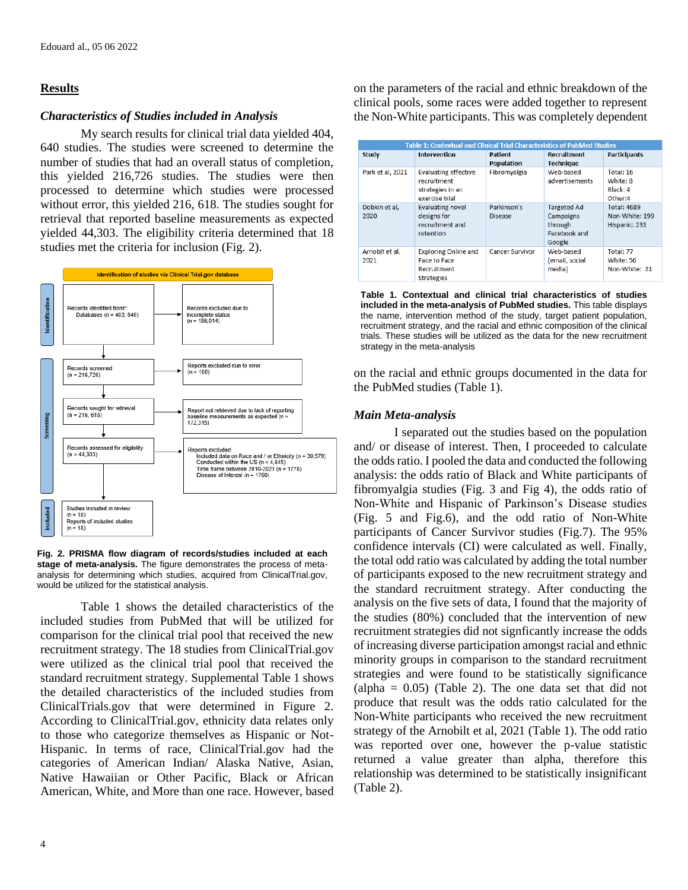## Results

### *Characteristics of Studies included in Analysis*

My search results for clinical trial data yielded 404, 640 studies. The studies were screened to determine the number of studies that had an overall status of completion, this yielded 216,726 studies. The studies were then processed to determine which studies were processed without error, this yielded 216, 618. The studies sought for retrieval that reported baseline measurements as expected yielded 44,303. The eligibility criteria determined that 18 studies met the criteria for inclusion (Fig. 2).

Identification of studies via Clinical Trial.gov database

Identification:
- Records identified from*: Databases (n = 403, 640)
- Records excluded due to incomplete status (n = 186,914)

Screening:
- Records screened (n = 216,726)
- Reports excluded due to error (n = 108)
- Records sought for retrieval (n = 216, 618)
- Report not retrieved due to lack of reporting baseline measurements as expected (n = 172,315)
- Records assessed for eligibility (n = 44,303)
- Reports excluded: Included data on Race and / or Ethnicity (n = 30,579); Conducted within the US (n = 4,645); Time frame between 2010-2021 (n = 1778); Disease of Interest (n = 1760)

Included:
- Studies included in review (n = 18)
- Reports of included studies (n = 18)

**Fig. 2. PRISMA flow diagram of records/studies included at each stage of meta-analysis.** The figure demonstrates the process of meta-analysis for determining which studies, acquired from ClinicalTrial.gov, would be utilized for the statistical analysis.

Table 1 shows the detailed characteristics of the included studies from PubMed that will be utilized for comparison for the clinical trial pool that received the new recruitment strategy. The 18 studies from ClinicalTrial.gov were utilized as the clinical trial pool that received the standard recruitment strategy. Supplemental Table 1 shows the detailed characteristics of the included studies from ClinicalTrials.gov that were determined in Figure 2. According to ClinicalTrial.gov, ethnicity data relates only to those who categorize themselves as Hispanic or Not-Hispanic. In terms of race, ClinicalTrial.gov had the categories of American Indian/ Alaska Native, Asian, Native Hawaiian or Other Pacific, Black or African American, White, and More than one race. However, based on the parameters of the racial and ethnic breakdown of the clinical pools, some races were added together to represent the Non-White participants. This was completely dependent on the racial and ethnic groups documented in the data for the PubMed studies (Table 1).

**Table 1: Contextual and Clinical Trial Characteristics of PubMed Studies**

| Study | Intervention | Patient Population | Recruitment Technique | Participants |
|---|---|---|---|---|
| Park et al, 2021 | Evaluating effective recruitment strategies in an exercise trial | Fibromyalgia | Web-based advertisements | Total: 16<br>White: 8<br>Black: 4<br>Other:4 |
| Dobkin et al, 2020 | Evaluating novel designs for recruitment and retention | Parkinson's Disease | Targeted Ad Campaigns through Facebook and Google | Total: 4689<br>Non-White: 199<br>Hispanic: 231 |
| Arnobit et al, 2021 | Exploring Online and Face to Face Recruitment Strategies | Cancer Survivor | Web-based (email, social media) | Total: 77<br>White: 56<br>Non-White: 21 |

**Table 1. Contextual and clinical trial characteristics of studies included in the meta-analysis of PubMed studies.** This table displays the name, intervention method of the study, target patient population, recruitment strategy, and the racial and ethnic composition of the clinical trials. These studies will be utilized as the data for the new recruitment strategy in the meta-analysis

### *Main Meta-analysis*

I separated out the studies based on the population and/ or disease of interest. Then, I proceeded to calculate the odds ratio. I pooled the data and conducted the following analysis: the odds ratio of Black and White participants of fibromyalgia studies (Fig. 3 and Fig 4), the odds ratio of Non-White and Hispanic of Parkinson's Disease studies (Fig. 5 and Fig.6), and the odd ratio of Non-White participants of Cancer Survivor studies (Fig.7). The 95% confidence intervals (CI) were calculated as well. Finally, the total odd ratio was calculated by adding the total number of participants exposed to the new recruitment strategy and the standard recruitment strategy. After conducting the analysis on the five sets of data, I found that the majority of the studies (80%) concluded that the intervention of new recruitment strategies did not signficantly increase the odds of increasing diverse participation amongst racial and ethnic minority groups in comparison to the standard recruitment strategies and were found to be statistically significance (alpha = 0.05) (Table 2). The one data set that did not produce that result was the odds ratio calculated for the Non-White participants who received the new recruitment strategy of the Arnobilt et al, 2021 (Table 1). The odd ratio was reported over one, however the p-value statistic returned a value greater than alpha, therefore this relationship was determined to be statistically insignificant (Table 2).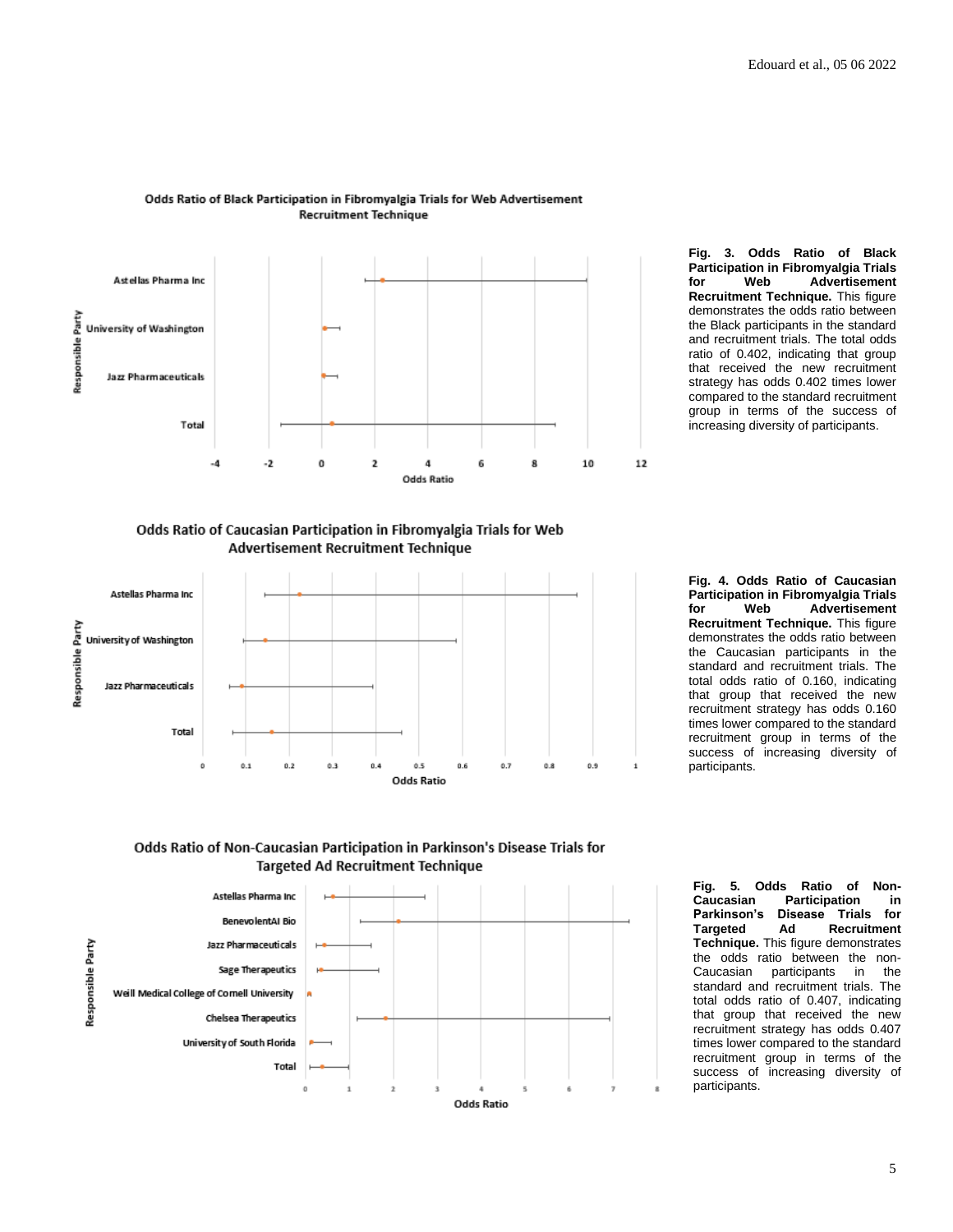Odds Ratio of Black Participation in Fibromyalgia Trials for Web Advertisement Recruitment Technique

**Fig. 3. Odds Ratio of Black Participation in Fibromyalgia Trials for Web Advertisement Recruitment Technique.** This figure demonstrates the odds ratio between the Black participants in the standard and recruitment trials. The total odds ratio of 0.402, indicating that group that received the new recruitment strategy has odds 0.402 times lower compared to the standard recruitment group in terms of the success of increasing diversity of participants.

Odds Ratio of Caucasian Participation in Fibromyalgia Trials for Web Advertisement Recruitment Technique

**Fig. 4. Odds Ratio of Caucasian Participation in Fibromyalgia Trials for Web Advertisement Recruitment Technique.** This figure demonstrates the odds ratio between the Caucasian participants in the standard and recruitment trials. The total odds ratio of 0.160, indicating that group that received the new recruitment strategy has odds 0.160 times lower compared to the standard recruitment group in terms of the success of increasing diversity of participants.

Odds Ratio of Non-Caucasian Participation in Parkinson's Disease Trials for Targeted Ad Recruitment Technique

**Fig. 5. Odds Ratio of Non-Caucasian Participation in Parkinson's Disease Trials for Targeted Ad Recruitment Technique.** This figure demonstrates the odds ratio between the non-Caucasian participants in the standard and recruitment trials. The total odds ratio of 0.407, indicating that group that received the new recruitment strategy has odds 0.407 times lower compared to the standard recruitment group in terms of the success of increasing diversity of participants.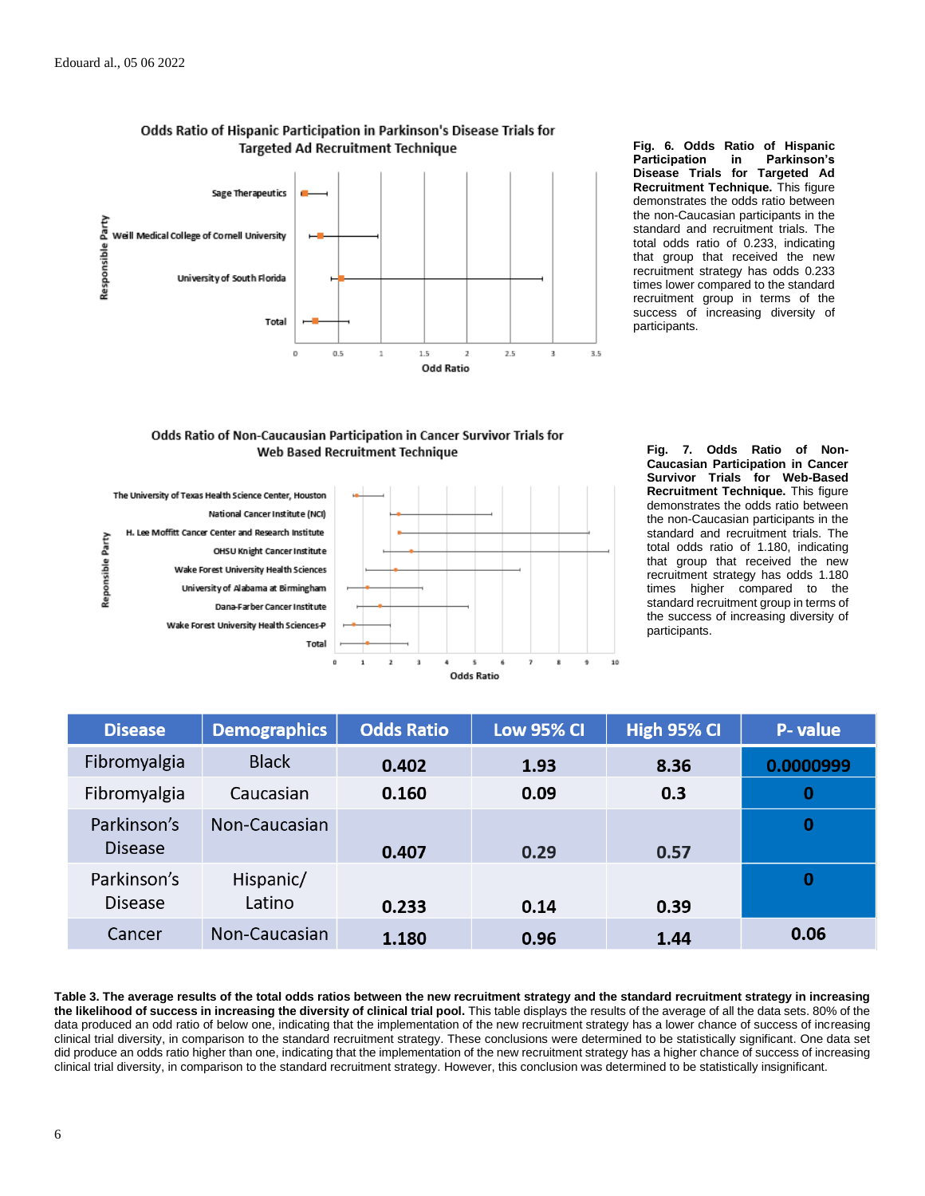Odds Ratio of Hispanic Participation in Parkinson's Disease Trials for Targeted Ad Recruitment Technique

**Fig. 6. Odds Ratio of Hispanic Participation in Parkinson's Disease Trials for Targeted Ad Recruitment Technique.** This figure demonstrates the odds ratio between the non-Caucasian participants in the standard and recruitment trials. The total odds ratio of 0.233, indicating that group that received the new recruitment strategy has odds 0.233 times lower compared to the standard recruitment group in terms of the success of increasing diversity of participants.

Odds Ratio of Non-Caucausian Participation in Cancer Survivor Trials for Web Based Recruitment Technique

**Fig. 7. Odds Ratio of Non-Caucasian Participation in Cancer Survivor Trials for Web-Based Recruitment Technique.** This figure demonstrates the odds ratio between the non-Caucasian participants in the standard and recruitment trials. The total odds ratio of 1.180, indicating that group that received the new recruitment strategy has odds 1.180 times higher compared to the standard recruitment group in terms of the success of increasing diversity of participants.

| Disease | Demographics | Odds Ratio | Low 95% CI | High 95% CI | P- value |
|---|---|---|---|---|---|
| Fibromyalgia | Black | 0.402 | 1.93 | 8.36 | 0.0000999 |
| Fibromyalgia | Caucasian | 0.160 | 0.09 | 0.3 | 0 |
| Parkinson's Disease | Non-Caucasian | 0.407 | 0.29 | 0.57 | 0 |
| Parkinson's Disease | Hispanic/ Latino | 0.233 | 0.14 | 0.39 | 0 |
| Cancer | Non-Caucasian | 1.180 | 0.96 | 1.44 | 0.06 |

**Table 3. The average results of the total odds ratios between the new recruitment strategy and the standard recruitment strategy in increasing the likelihood of success in increasing the diversity of clinical trial pool.** This table displays the results of the average of all the data sets. 80% of the data produced an odd ratio of below one, indicating that the implementation of the new recruitment strategy has a lower chance of success of increasing clinical trial diversity, in comparison to the standard recruitment strategy. These conclusions were determined to be statistically significant. One data set did produce an odds ratio higher than one, indicating that the implementation of the new recruitment strategy has a higher chance of success of increasing clinical trial diversity, in comparison to the standard recruitment strategy. However, this conclusion was determined to be statistically insignificant.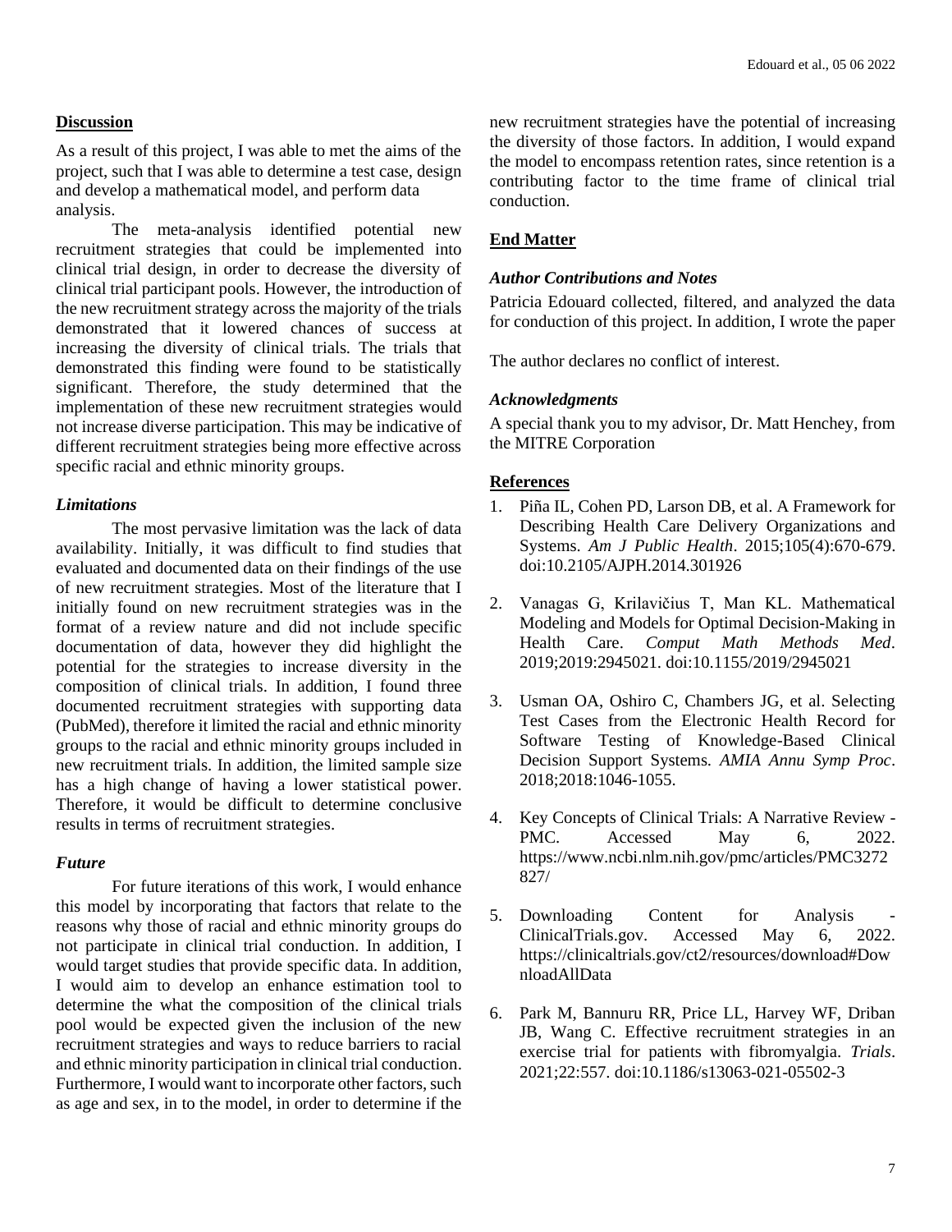## Discussion

As a result of this project, I was able to met the aims of the project, such that I was able to determine a test case, design and develop a mathematical model, and perform data analysis.

The meta-analysis identified potential new recruitment strategies that could be implemented into clinical trial design, in order to decrease the diversity of clinical trial participant pools. However, the introduction of the new recruitment strategy across the majority of the trials demonstrated that it lowered chances of success at increasing the diversity of clinical trials. The trials that demonstrated this finding were found to be statistically significant. Therefore, the study determined that the implementation of these new recruitment strategies would not increase diverse participation. This may be indicative of different recruitment strategies being more effective across specific racial and ethnic minority groups.

### *Limitations*

The most pervasive limitation was the lack of data availability. Initially, it was difficult to find studies that evaluated and documented data on their findings of the use of new recruitment strategies. Most of the literature that I initially found on new recruitment strategies was in the format of a review nature and did not include specific documentation of data, however they did highlight the potential for the strategies to increase diversity in the composition of clinical trials. In addition, I found three documented recruitment strategies with supporting data (PubMed), therefore it limited the racial and ethnic minority groups to the racial and ethnic minority groups included in new recruitment trials. In addition, the limited sample size has a high change of having a lower statistical power. Therefore, it would be difficult to determine conclusive results in terms of recruitment strategies.

### *Future*

For future iterations of this work, I would enhance this model by incorporating that factors that relate to the reasons why those of racial and ethnic minority groups do not participate in clinical trial conduction. In addition, I would target studies that provide specific data. In addition, I would aim to develop an enhance estimation tool to determine the what the composition of the clinical trials pool would be expected given the inclusion of the new recruitment strategies and ways to reduce barriers to racial and ethnic minority participation in clinical trial conduction. Furthermore, I would want to incorporate other factors, such as age and sex, in to the model, in order to determine if the new recruitment strategies have the potential of increasing the diversity of those factors. In addition, I would expand the model to encompass retention rates, since retention is a contributing factor to the time frame of clinical trial conduction.

## End Matter

### *Author Contributions and Notes*

Patricia Edouard collected, filtered, and analyzed the data for conduction of this project. In addition, I wrote the paper

The author declares no conflict of interest.

### *Acknowledgments*

A special thank you to my advisor, Dr. Matt Henchey, from the MITRE Corporation

## References

1. Piña IL, Cohen PD, Larson DB, et al. A Framework for Describing Health Care Delivery Organizations and Systems. *Am J Public Health*. 2015;105(4):670-679. doi:10.2105/AJPH.2014.301926

2. Vanagas G, Krilavičius T, Man KL. Mathematical Modeling and Models for Optimal Decision-Making in Health Care. *Comput Math Methods Med*. 2019;2019:2945021. doi:10.1155/2019/2945021

3. Usman OA, Oshiro C, Chambers JG, et al. Selecting Test Cases from the Electronic Health Record for Software Testing of Knowledge-Based Clinical Decision Support Systems. *AMIA Annu Symp Proc*. 2018;2018:1046-1055.

4. Key Concepts of Clinical Trials: A Narrative Review - PMC. Accessed May 6, 2022. https://www.ncbi.nlm.nih.gov/pmc/articles/PMC3272827/

5. Downloading Content for Analysis - ClinicalTrials.gov. Accessed May 6, 2022. https://clinicaltrials.gov/ct2/resources/download#DownloadAllData

6. Park M, Bannuru RR, Price LL, Harvey WF, Driban JB, Wang C. Effective recruitment strategies in an exercise trial for patients with fibromyalgia. *Trials*. 2021;22:557. doi:10.1186/s13063-021-05502-3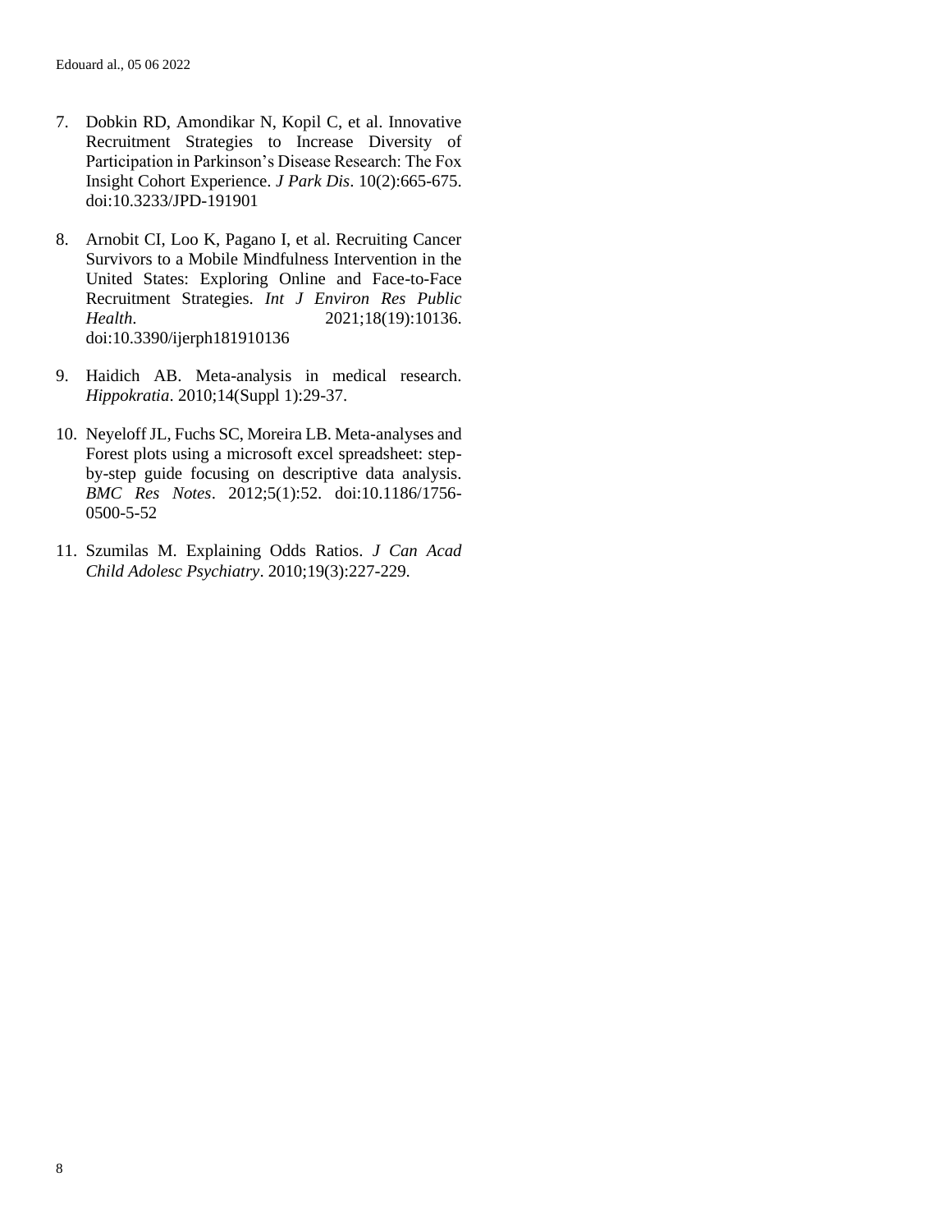7. Dobkin RD, Amondikar N, Kopil C, et al. Innovative Recruitment Strategies to Increase Diversity of Participation in Parkinson's Disease Research: The Fox Insight Cohort Experience. *J Park Dis*. 10(2):665-675. doi:10.3233/JPD-191901

8. Arnobit CI, Loo K, Pagano I, et al. Recruiting Cancer Survivors to a Mobile Mindfulness Intervention in the United States: Exploring Online and Face-to-Face Recruitment Strategies. *Int J Environ Res Public Health*. 2021;18(19):10136. doi:10.3390/ijerph181910136

9. Haidich AB. Meta-analysis in medical research. *Hippokratia*. 2010;14(Suppl 1):29-37.

10. Neyeloff JL, Fuchs SC, Moreira LB. Meta-analyses and Forest plots using a microsoft excel spreadsheet: step-by-step guide focusing on descriptive data analysis. *BMC Res Notes*. 2012;5(1):52. doi:10.1186/1756-0500-5-52

11. Szumilas M. Explaining Odds Ratios. *J Can Acad Child Adolesc Psychiatry*. 2010;19(3):227-229.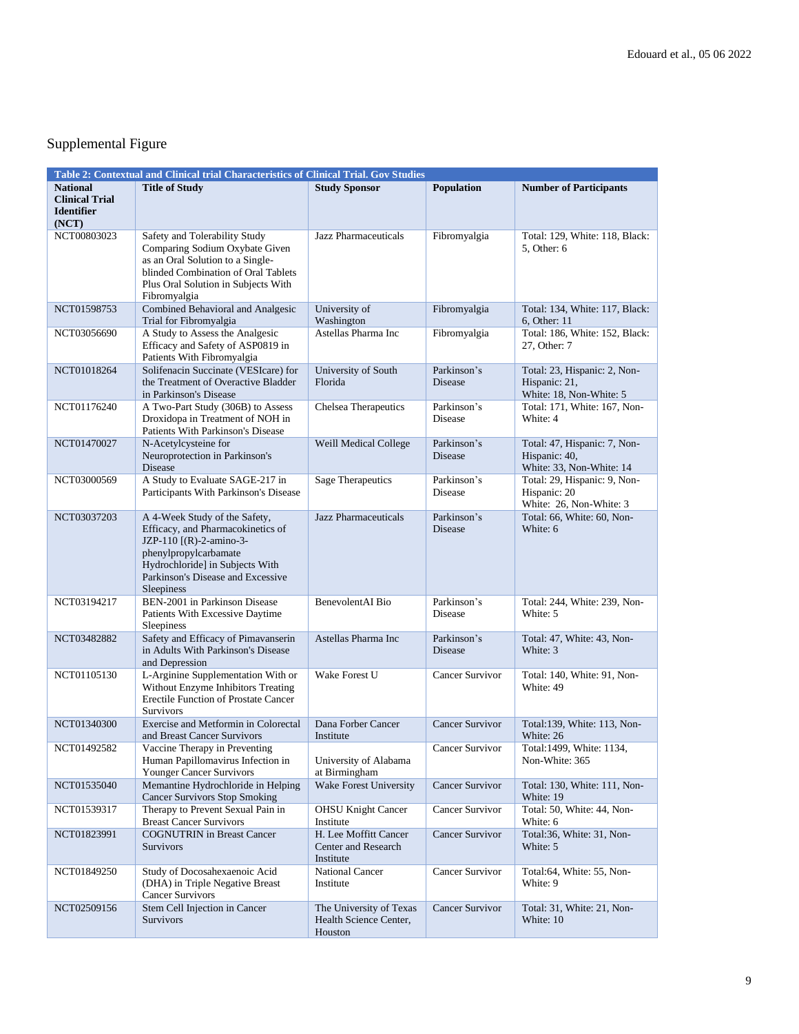Supplemental Figure

| Table 2: Contextual and Clinical trial Characteristics of Clinical Trial. Gov Studies | | | | |
|---|---|---|---|---|
| **National Clinical Trial Identifier (NCT)** | **Title of Study** | **Study Sponsor** | **Population** | **Number of Participants** |
| NCT00803023 | Safety and Tolerability Study Comparing Sodium Oxybate Given as an Oral Solution to a Single-blinded Combination of Oral Tablets Plus Oral Solution in Subjects With Fibromyalgia | Jazz Pharmaceuticals | Fibromyalgia | Total: 129, White: 118, Black: 5, Other: 6 |
| NCT01598753 | Combined Behavioral and Analgesic Trial for Fibromyalgia | University of Washington | Fibromyalgia | Total: 134, White: 117, Black: 6, Other: 11 |
| NCT03056690 | A Study to Assess the Analgesic Efficacy and Safety of ASP0819 in Patients With Fibromyalgia | Astellas Pharma Inc | Fibromyalgia | Total: 186, White: 152, Black: 27, Other: 7 |
| NCT01018264 | Solifenacin Succinate (VESIcare) for the Treatment of Overactive Bladder in Parkinson's Disease | University of South Florida | Parkinson's Disease | Total: 23, Hispanic: 2, Non-Hispanic: 21, White: 18, Non-White: 5 |
| NCT01176240 | A Two-Part Study (306B) to Assess Droxidopa in Treatment of NOH in Patients With Parkinson's Disease | Chelsea Therapeutics | Parkinson's Disease | Total: 171, White: 167, Non-White: 4 |
| NCT01470027 | N-Acetylcysteine for Neuroprotection in Parkinson's Disease | Weill Medical College | Parkinson's Disease | Total: 47, Hispanic: 7, Non-Hispanic: 40, White: 33, Non-White: 14 |
| NCT03000569 | A Study to Evaluate SAGE-217 in Participants With Parkinson's Disease | Sage Therapeutics | Parkinson's Disease | Total: 29, Hispanic: 9, Non-Hispanic: 20 White: 26, Non-White: 3 |
| NCT03037203 | A 4-Week Study of the Safety, Efficacy, and Pharmacokinetics of JZP-110 [(R)-2-amino-3-phenylpropylcarbamate Hydrochloride] in Subjects With Parkinson's Disease and Excessive Sleepiness | Jazz Pharmaceuticals | Parkinson's Disease | Total: 66, White: 60, Non-White: 6 |
| NCT03194217 | BEN-2001 in Parkinson Disease Patients With Excessive Daytime Sleepiness | BenevolentAI Bio | Parkinson's Disease | Total: 244, White: 239, Non-White: 5 |
| NCT03482882 | Safety and Efficacy of Pimavanserin in Adults With Parkinson's Disease and Depression | Astellas Pharma Inc | Parkinson's Disease | Total: 47, White: 43, Non-White: 3 |
| NCT01105130 | L-Arginine Supplementation With or Without Enzyme Inhibitors Treating Erectile Function of Prostate Cancer Survivors | Wake Forest U | Cancer Survivor | Total: 140, White: 91, Non-White: 49 |
| NCT01340300 | Exercise and Metformin in Colorectal and Breast Cancer Survivors | Dana Forber Cancer Institute | Cancer Survivor | Total:139, White: 113, Non-White: 26 |
| NCT01492582 | Vaccine Therapy in Preventing Human Papillomavirus Infection in Younger Cancer Survivors | University of Alabama at Birmingham | Cancer Survivor | Total:1499, White: 1134, Non-White: 365 |
| NCT01535040 | Memantine Hydrochloride in Helping Cancer Survivors Stop Smoking | Wake Forest University | Cancer Survivor | Total: 130, White: 111, Non-White: 19 |
| NCT01539317 | Therapy to Prevent Sexual Pain in Breast Cancer Survivors | OHSU Knight Cancer Institute | Cancer Survivor | Total: 50, White: 44, Non-White: 6 |
| NCT01823991 | COGNUTRIN in Breast Cancer Survivors | H. Lee Moffitt Cancer Center and Research Institute | Cancer Survivor | Total:36, White: 31, Non-White: 5 |
| NCT01849250 | Study of Docosahexaenoic Acid (DHA) in Triple Negative Breast Cancer Survivors | National Cancer Institute | Cancer Survivor | Total:64, White: 55, Non-White: 9 |
| NCT02509156 | Stem Cell Injection in Cancer Survivors | The University of Texas Health Science Center, Houston | Cancer Survivor | Total: 31, White: 21, Non-White: 10 |